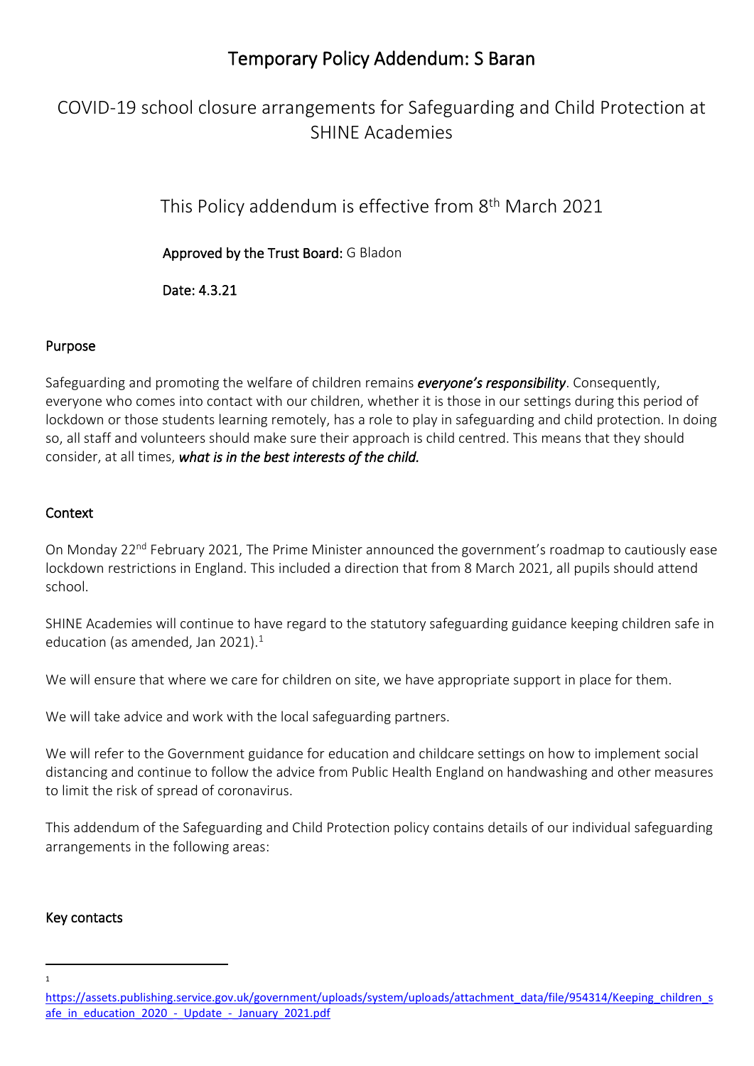# Temporary Policy Addendum: S Baran

## COVID-19 school closure arrangements for Safeguarding and Child Protection at SHINE Academies

This Policy addendum is effective from 8th March 2021

**Approved by the Trust Board:** G Bladon

**Date: 4.3.21**

### Purpose

Safeguarding and promoting the welfare of children remains ***everyone's responsibility***. Consequently, everyone who comes into contact with our children, whether it is those in our settings during this period of lockdown or those students learning remotely, has a role to play in safeguarding and child protection. In doing so, all staff and volunteers should make sure their approach is child centred. This means that they should consider, at all times, ***what is in the best interests of the child.***

### Context

On Monday 22nd February 2021, The Prime Minister announced the government's roadmap to cautiously ease lockdown restrictions in England. This included a direction that from 8 March 2021, all pupils should attend school.

SHINE Academies will continue to have regard to the statutory safeguarding guidance keeping children safe in education (as amended, Jan 2021).[1]

We will ensure that where we care for children on site, we have appropriate support in place for them.

We will take advice and work with the local safeguarding partners.

We will refer to the Government guidance for education and childcare settings on how to implement social distancing and continue to follow the advice from Public Health England on handwashing and other measures to limit the risk of spread of coronavirus.

This addendum of the Safeguarding and Child Protection policy contains details of our individual safeguarding arrangements in the following areas:

### Key contacts

---

[1] https://assets.publishing.service.gov.uk/government/uploads/system/uploads/attachment_data/file/954314/Keeping_children_safe_in_education_2020_-_Update_-_January_2021.pdf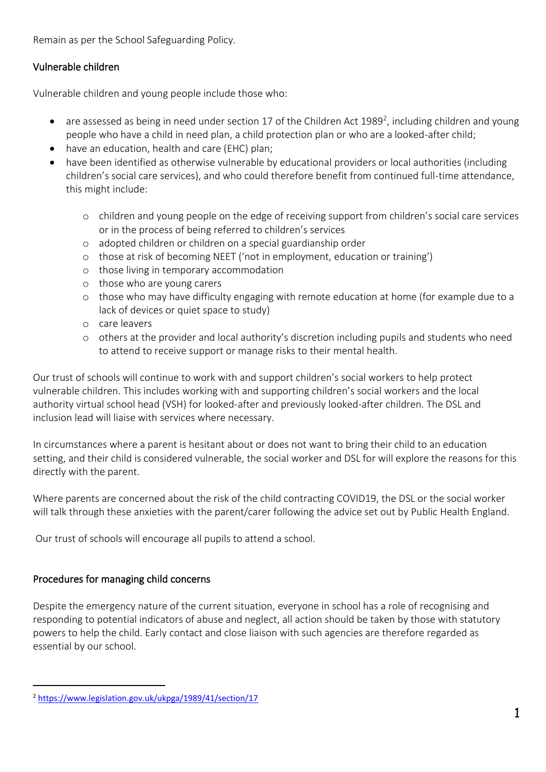Remain as per the School Safeguarding Policy.

## Vulnerable children

Vulnerable children and young people include those who:

- are assessed as being in need under section 17 of the Children Act 1989[2], including children and young people who have a child in need plan, a child protection plan or who are a looked-after child;
- have an education, health and care (EHC) plan;
- have been identified as otherwise vulnerable by educational providers or local authorities (including children's social care services), and who could therefore benefit from continued full-time attendance, this might include:
    - children and young people on the edge of receiving support from children's social care services or in the process of being referred to children's services
    - adopted children or children on a special guardianship order
    - those at risk of becoming NEET ('not in employment, education or training')
    - those living in temporary accommodation
    - those who are young carers
    - those who may have difficulty engaging with remote education at home (for example due to a lack of devices or quiet space to study)
    - care leavers
    - others at the provider and local authority's discretion including pupils and students who need to attend to receive support or manage risks to their mental health.

Our trust of schools will continue to work with and support children's social workers to help protect vulnerable children. This includes working with and supporting children's social workers and the local authority virtual school head (VSH) for looked-after and previously looked-after children. The DSL and inclusion lead will liaise with services where necessary.

In circumstances where a parent is hesitant about or does not want to bring their child to an education setting, and their child is considered vulnerable, the social worker and DSL for will explore the reasons for this directly with the parent.

Where parents are concerned about the risk of the child contracting COVID19, the DSL or the social worker will talk through these anxieties with the parent/carer following the advice set out by Public Health England.

Our trust of schools will encourage all pupils to attend a school.

## Procedures for managing child concerns

Despite the emergency nature of the current situation, everyone in school has a role of recognising and responding to potential indicators of abuse and neglect, all action should be taken by those with statutory powers to help the child. Early contact and close liaison with such agencies are therefore regarded as essential by our school.

[2] https://www.legislation.gov.uk/ukpga/1989/41/section/17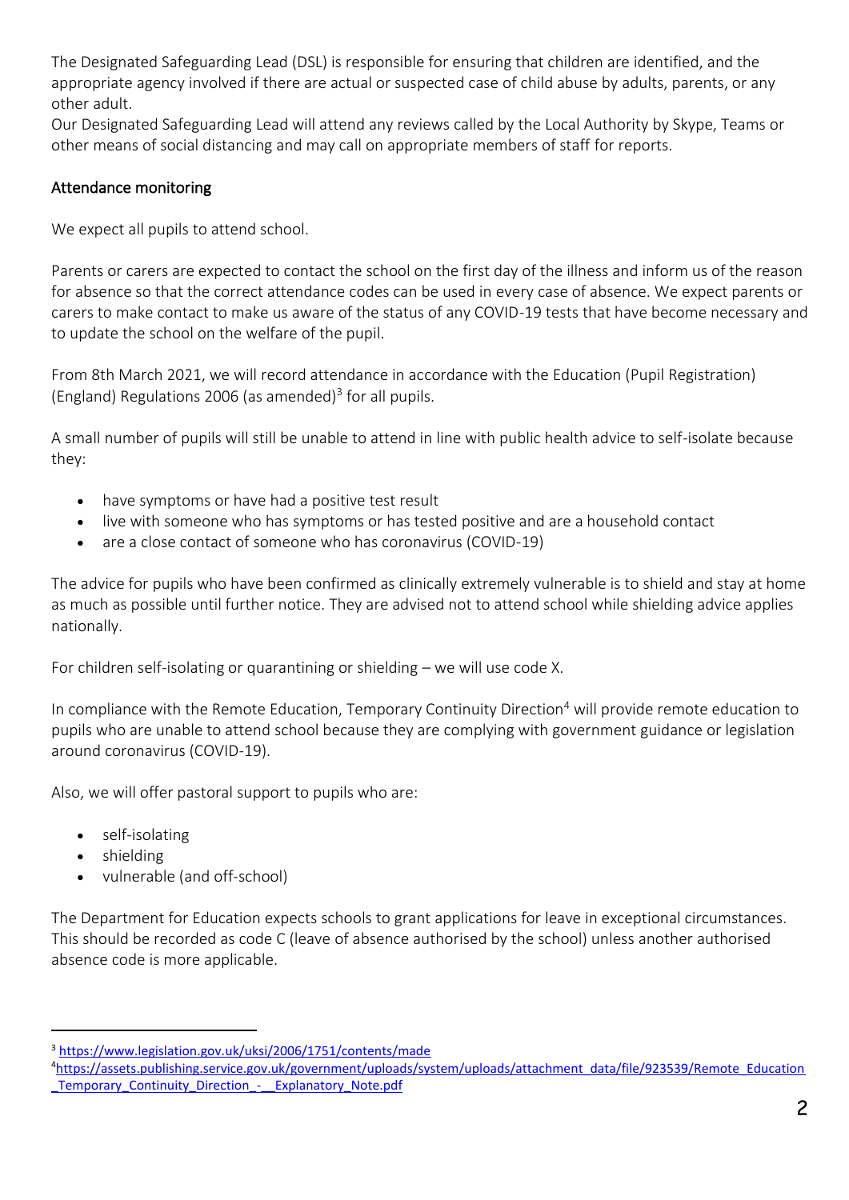The Designated Safeguarding Lead (DSL) is responsible for ensuring that children are identified, and the appropriate agency involved if there are actual or suspected case of child abuse by adults, parents, or any other adult.
Our Designated Safeguarding Lead will attend any reviews called by the Local Authority by Skype, Teams or other means of social distancing and may call on appropriate members of staff for reports.

## Attendance monitoring

We expect all pupils to attend school.

Parents or carers are expected to contact the school on the first day of the illness and inform us of the reason for absence so that the correct attendance codes can be used in every case of absence. We expect parents or carers to make contact to make us aware of the status of any COVID-19 tests that have become necessary and to update the school on the welfare of the pupil.

From 8th March 2021, we will record attendance in accordance with the Education (Pupil Registration) (England) Regulations 2006 (as amended)[3] for all pupils.

A small number of pupils will still be unable to attend in line with public health advice to self-isolate because they:

- have symptoms or have had a positive test result
- live with someone who has symptoms or has tested positive and are a household contact
- are a close contact of someone who has coronavirus (COVID-19)

The advice for pupils who have been confirmed as clinically extremely vulnerable is to shield and stay at home as much as possible until further notice. They are advised not to attend school while shielding advice applies nationally.

For children self-isolating or quarantining or shielding – we will use code X.

In compliance with the Remote Education, Temporary Continuity Direction[4] will provide remote education to pupils who are unable to attend school because they are complying with government guidance or legislation around coronavirus (COVID-19).

Also, we will offer pastoral support to pupils who are:

- self-isolating
- shielding
- vulnerable (and off-school)

The Department for Education expects schools to grant applications for leave in exceptional circumstances. This should be recorded as code C (leave of absence authorised by the school) unless another authorised absence code is more applicable.

---

[3] https://www.legislation.gov.uk/uksi/2006/1751/contents/made

[4] https://assets.publishing.service.gov.uk/government/uploads/system/uploads/attachment_data/file/923539/Remote_Education_Temporary_Continuity_Direction_-__Explanatory_Note.pdf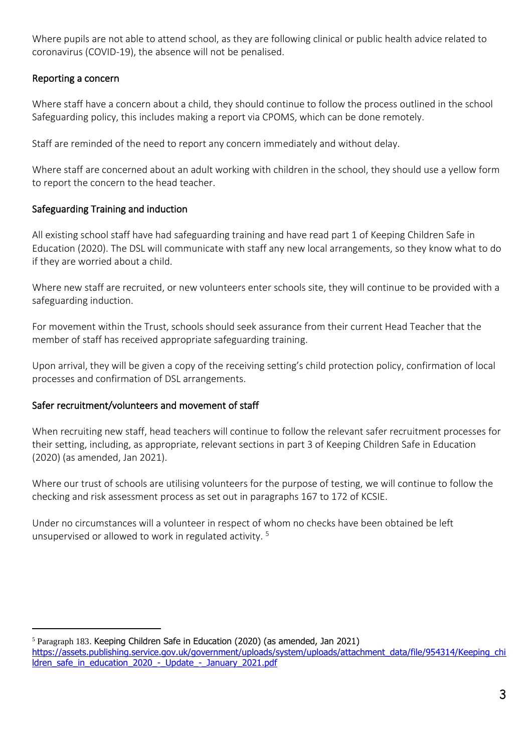Where pupils are not able to attend school, as they are following clinical or public health advice related to coronavirus (COVID-19), the absence will not be penalised.

### Reporting a concern

Where staff have a concern about a child, they should continue to follow the process outlined in the school Safeguarding policy, this includes making a report via CPOMS, which can be done remotely.

Staff are reminded of the need to report any concern immediately and without delay.

Where staff are concerned about an adult working with children in the school, they should use a yellow form to report the concern to the head teacher.

### Safeguarding Training and induction

All existing school staff have had safeguarding training and have read part 1 of Keeping Children Safe in Education (2020). The DSL will communicate with staff any new local arrangements, so they know what to do if they are worried about a child.

Where new staff are recruited, or new volunteers enter schools site, they will continue to be provided with a safeguarding induction.

For movement within the Trust, schools should seek assurance from their current Head Teacher that the member of staff has received appropriate safeguarding training.

Upon arrival, they will be given a copy of the receiving setting's child protection policy, confirmation of local processes and confirmation of DSL arrangements.

### Safer recruitment/volunteers and movement of staff

When recruiting new staff, head teachers will continue to follow the relevant safer recruitment processes for their setting, including, as appropriate, relevant sections in part 3 of Keeping Children Safe in Education (2020) (as amended, Jan 2021).

Where our trust of schools are utilising volunteers for the purpose of testing, we will continue to follow the checking and risk assessment process as set out in paragraphs 167 to 172 of KCSIE.

Under no circumstances will a volunteer in respect of whom no checks have been obtained be left unsupervised or allowed to work in regulated activity. [5]

---

[5] Paragraph 183. Keeping Children Safe in Education (2020) (as amended, Jan 2021) https://assets.publishing.service.gov.uk/government/uploads/system/uploads/attachment_data/file/954314/Keeping_children_safe_in_education_2020_-_Update_-_January_2021.pdf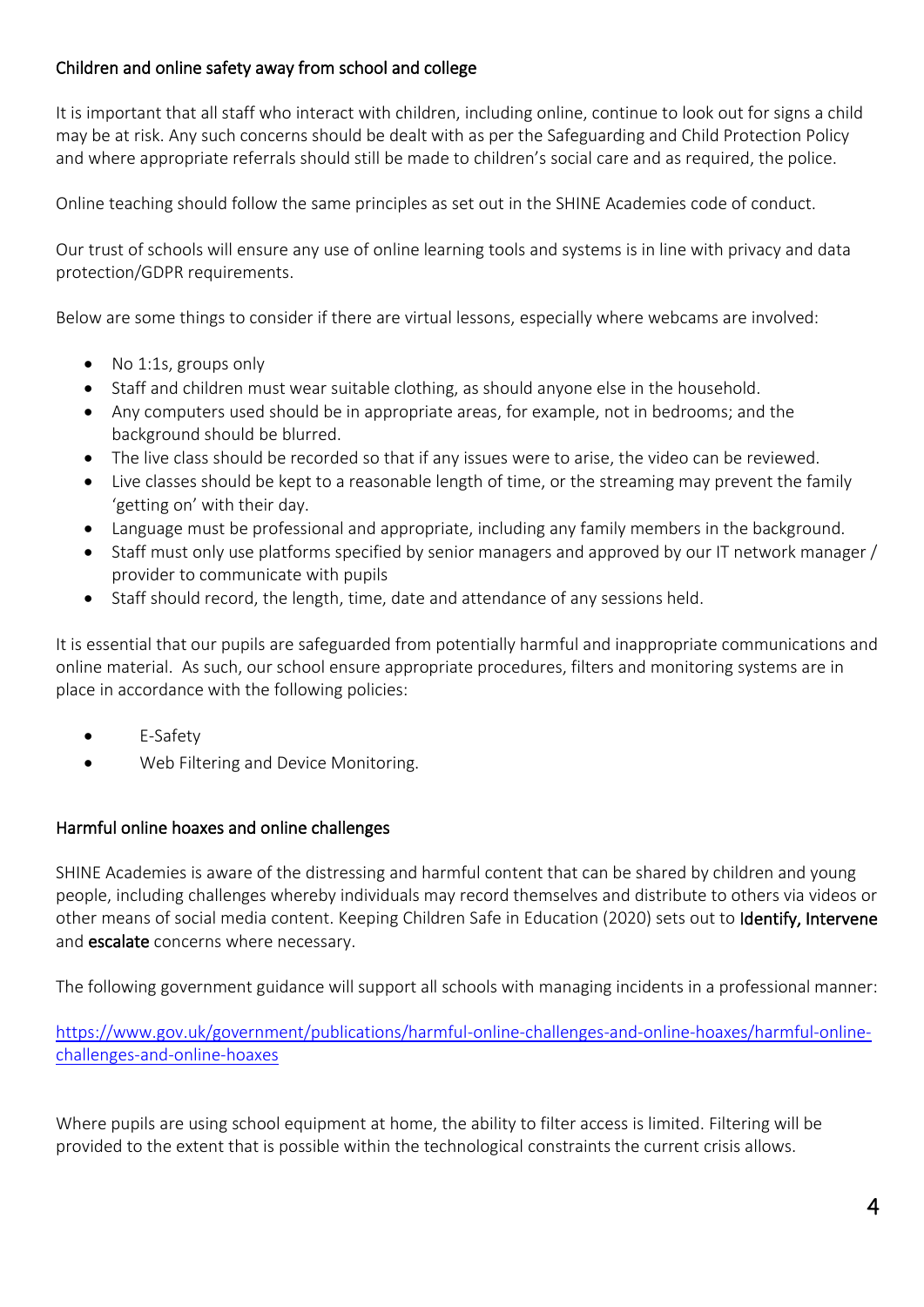## Children and online safety away from school and college

It is important that all staff who interact with children, including online, continue to look out for signs a child may be at risk. Any such concerns should be dealt with as per the Safeguarding and Child Protection Policy and where appropriate referrals should still be made to children's social care and as required, the police.

Online teaching should follow the same principles as set out in the SHINE Academies code of conduct.

Our trust of schools will ensure any use of online learning tools and systems is in line with privacy and data protection/GDPR requirements.

Below are some things to consider if there are virtual lessons, especially where webcams are involved:

- No 1:1s, groups only
- Staff and children must wear suitable clothing, as should anyone else in the household.
- Any computers used should be in appropriate areas, for example, not in bedrooms; and the background should be blurred.
- The live class should be recorded so that if any issues were to arise, the video can be reviewed.
- Live classes should be kept to a reasonable length of time, or the streaming may prevent the family 'getting on' with their day.
- Language must be professional and appropriate, including any family members in the background.
- Staff must only use platforms specified by senior managers and approved by our IT network manager / provider to communicate with pupils
- Staff should record, the length, time, date and attendance of any sessions held.

It is essential that our pupils are safeguarded from potentially harmful and inappropriate communications and online material. As such, our school ensure appropriate procedures, filters and monitoring systems are in place in accordance with the following policies:

- E-Safety
- Web Filtering and Device Monitoring.

## Harmful online hoaxes and online challenges

SHINE Academies is aware of the distressing and harmful content that can be shared by children and young people, including challenges whereby individuals may record themselves and distribute to others via videos or other means of social media content. Keeping Children Safe in Education (2020) sets out to **Identify, Intervene** and **escalate** concerns where necessary.

The following government guidance will support all schools with managing incidents in a professional manner:

[https://www.gov.uk/government/publications/harmful-online-challenges-and-online-hoaxes/harmful-online-challenges-and-online-hoaxes](https://www.gov.uk/government/publications/harmful-online-challenges-and-online-hoaxes/harmful-online-challenges-and-online-hoaxes)

Where pupils are using school equipment at home, the ability to filter access is limited. Filtering will be provided to the extent that is possible within the technological constraints the current crisis allows.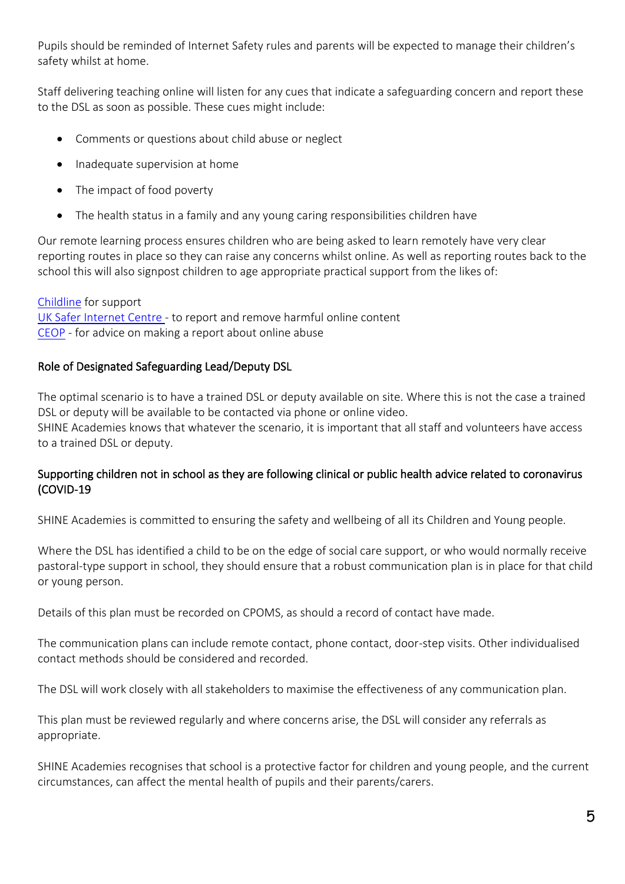Pupils should be reminded of Internet Safety rules and parents will be expected to manage their children's safety whilst at home.

Staff delivering teaching online will listen for any cues that indicate a safeguarding concern and report these to the DSL as soon as possible. These cues might include:

- Comments or questions about child abuse or neglect
- Inadequate supervision at home
- The impact of food poverty
- The health status in a family and any young caring responsibilities children have

Our remote learning process ensures children who are being asked to learn remotely have very clear reporting routes in place so they can raise any concerns whilst online. As well as reporting routes back to the school this will also signpost children to age appropriate practical support from the likes of:

Childline for support
UK Safer Internet Centre - to report and remove harmful online content
CEOP - for advice on making a report about online abuse

## Role of Designated Safeguarding Lead/Deputy DSL

The optimal scenario is to have a trained DSL or deputy available on site. Where this is not the case a trained DSL or deputy will be available to be contacted via phone or online video.
SHINE Academies knows that whatever the scenario, it is important that all staff and volunteers have access to a trained DSL or deputy.

## Supporting children not in school as they are following clinical or public health advice related to coronavirus (COVID-19

SHINE Academies is committed to ensuring the safety and wellbeing of all its Children and Young people.

Where the DSL has identified a child to be on the edge of social care support, or who would normally receive pastoral-type support in school, they should ensure that a robust communication plan is in place for that child or young person.

Details of this plan must be recorded on CPOMS, as should a record of contact have made.

The communication plans can include remote contact, phone contact, door-step visits. Other individualised contact methods should be considered and recorded.

The DSL will work closely with all stakeholders to maximise the effectiveness of any communication plan.

This plan must be reviewed regularly and where concerns arise, the DSL will consider any referrals as appropriate.

SHINE Academies recognises that school is a protective factor for children and young people, and the current circumstances, can affect the mental health of pupils and their parents/carers.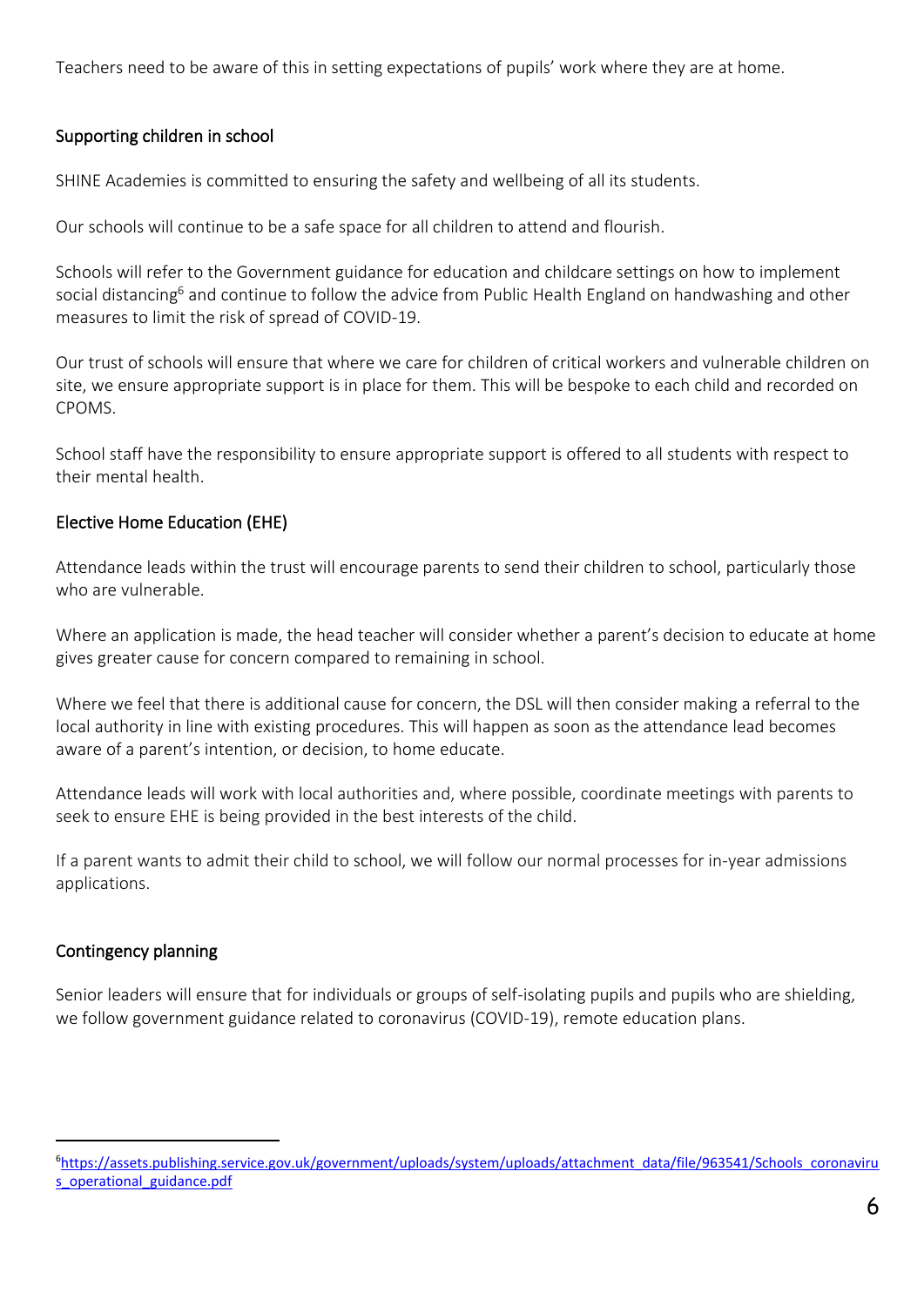Teachers need to be aware of this in setting expectations of pupils' work where they are at home.

## Supporting children in school

SHINE Academies is committed to ensuring the safety and wellbeing of all its students.

Our schools will continue to be a safe space for all children to attend and flourish.

Schools will refer to the Government guidance for education and childcare settings on how to implement social distancing[6] and continue to follow the advice from Public Health England on handwashing and other measures to limit the risk of spread of COVID-19.

Our trust of schools will ensure that where we care for children of critical workers and vulnerable children on site, we ensure appropriate support is in place for them. This will be bespoke to each child and recorded on CPOMS.

School staff have the responsibility to ensure appropriate support is offered to all students with respect to their mental health.

## Elective Home Education (EHE)

Attendance leads within the trust will encourage parents to send their children to school, particularly those who are vulnerable.

Where an application is made, the head teacher will consider whether a parent's decision to educate at home gives greater cause for concern compared to remaining in school.

Where we feel that there is additional cause for concern, the DSL will then consider making a referral to the local authority in line with existing procedures. This will happen as soon as the attendance lead becomes aware of a parent's intention, or decision, to home educate.

Attendance leads will work with local authorities and, where possible, coordinate meetings with parents to seek to ensure EHE is being provided in the best interests of the child.

If a parent wants to admit their child to school, we will follow our normal processes for in-year admissions applications.

## Contingency planning

Senior leaders will ensure that for individuals or groups of self-isolating pupils and pupils who are shielding, we follow government guidance related to coronavirus (COVID-19), remote education plans.

---

[6] https://assets.publishing.service.gov.uk/government/uploads/system/uploads/attachment_data/file/963541/Schools_coronavirus_operational_guidance.pdf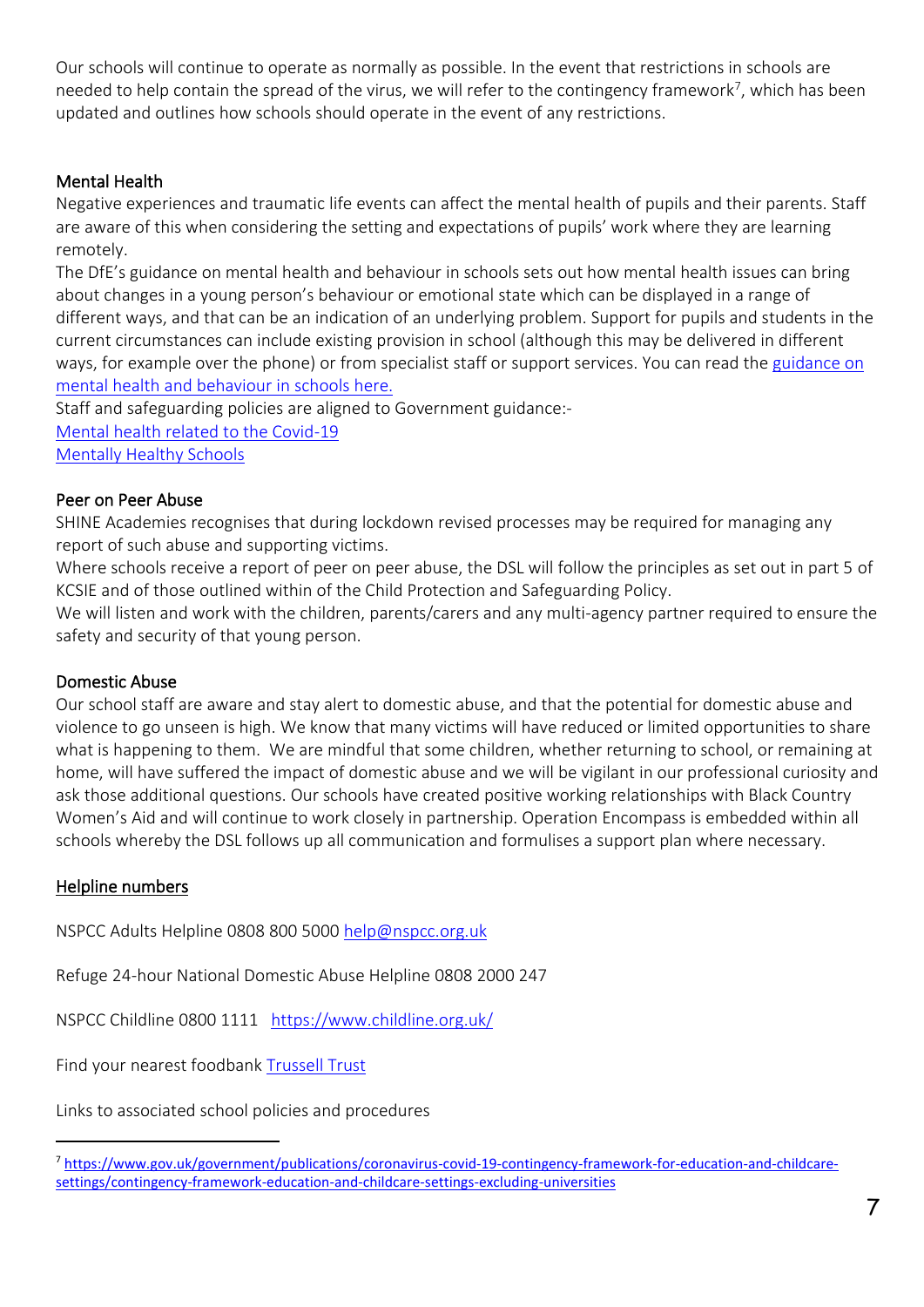Our schools will continue to operate as normally as possible. In the event that restrictions in schools are needed to help contain the spread of the virus, we will refer to the contingency framework[7], which has been updated and outlines how schools should operate in the event of any restrictions.

### Mental Health

Negative experiences and traumatic life events can affect the mental health of pupils and their parents. Staff are aware of this when considering the setting and expectations of pupils' work where they are learning remotely.

The DfE's guidance on mental health and behaviour in schools sets out how mental health issues can bring about changes in a young person's behaviour or emotional state which can be displayed in a range of different ways, and that can be an indication of an underlying problem. Support for pupils and students in the current circumstances can include existing provision in school (although this may be delivered in different ways, for example over the phone) or from specialist staff or support services. You can read the guidance on mental health and behaviour in schools here.

Staff and safeguarding policies are aligned to Government guidance:-

Mental health related to the Covid-19

Mentally Healthy Schools

### Peer on Peer Abuse

SHINE Academies recognises that during lockdown revised processes may be required for managing any report of such abuse and supporting victims.

Where schools receive a report of peer on peer abuse, the DSL will follow the principles as set out in part 5 of KCSIE and of those outlined within of the Child Protection and Safeguarding Policy.

We will listen and work with the children, parents/carers and any multi-agency partner required to ensure the safety and security of that young person.

### Domestic Abuse

Our school staff are aware and stay alert to domestic abuse, and that the potential for domestic abuse and violence to go unseen is high. We know that many victims will have reduced or limited opportunities to share what is happening to them. We are mindful that some children, whether returning to school, or remaining at home, will have suffered the impact of domestic abuse and we will be vigilant in our professional curiosity and ask those additional questions. Our schools have created positive working relationships with Black Country Women's Aid and will continue to work closely in partnership. Operation Encompass is embedded within all schools whereby the DSL follows up all communication and formulises a support plan where necessary.

### Helpline numbers

NSPCC Adults Helpline 0808 800 5000 help@nspcc.org.uk

Refuge 24-hour National Domestic Abuse Helpline 0808 2000 247

NSPCC Childline 0800 1111 https://www.childline.org.uk/

Find your nearest foodbank Trussell Trust

Links to associated school policies and procedures

---

[7] https://www.gov.uk/government/publications/coronavirus-covid-19-contingency-framework-for-education-and-childcare-settings/contingency-framework-education-and-childcare-settings-excluding-universities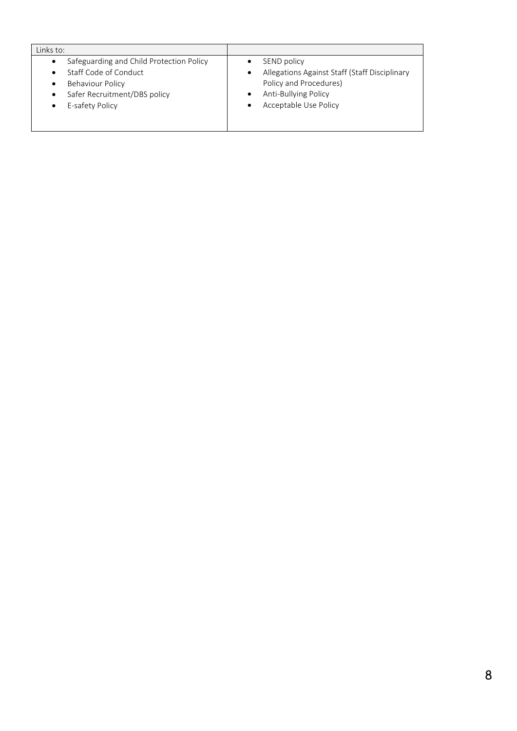| Links to: | |
|---|---|
| <ul><li>Safeguarding and Child Protection Policy</li><li>Staff Code of Conduct</li><li>Behaviour Policy</li><li>Safer Recruitment/DBS policy</li><li>E-safety Policy</li></ul> | <ul><li>SEND policy</li><li>Allegations Against Staff (Staff Disciplinary Policy and Procedures)</li><li>Anti-Bullying Policy</li><li>Acceptable Use Policy</li></ul> |